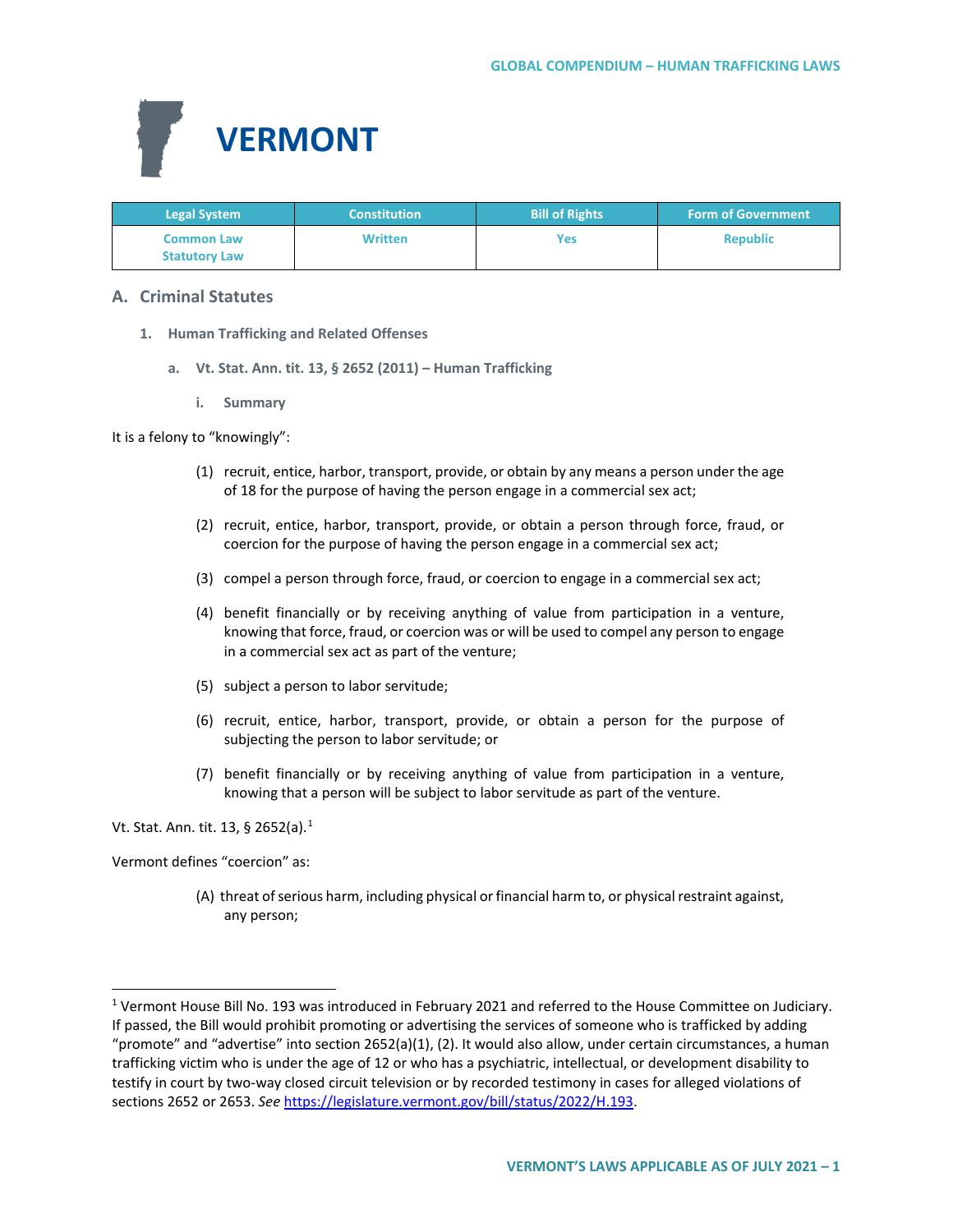# VERMONT

| Legal System | Constitution | Bill of Rights | Form of Government |
|---|---|---|---|
| Common Law<br>Statutory Law | Written | Yes | Republic |

## A. Criminal Statutes

### 1. Human Trafficking and Related Offenses

#### a. Vt. Stat. Ann. tit. 13, § 2652 (2011) – Human Trafficking

##### i. Summary

It is a felony to "knowingly":

(1) recruit, entice, harbor, transport, provide, or obtain by any means a person under the age of 18 for the purpose of having the person engage in a commercial sex act;

(2) recruit, entice, harbor, transport, provide, or obtain a person through force, fraud, or coercion for the purpose of having the person engage in a commercial sex act;

(3) compel a person through force, fraud, or coercion to engage in a commercial sex act;

(4) benefit financially or by receiving anything of value from participation in a venture, knowing that force, fraud, or coercion was or will be used to compel any person to engage in a commercial sex act as part of the venture;

(5) subject a person to labor servitude;

(6) recruit, entice, harbor, transport, provide, or obtain a person for the purpose of subjecting the person to labor servitude; or

(7) benefit financially or by receiving anything of value from participation in a venture, knowing that a person will be subject to labor servitude as part of the venture.

Vt. Stat. Ann. tit. 13, § 2652(a).[1]

Vermont defines "coercion" as:

(A) threat of serious harm, including physical or financial harm to, or physical restraint against, any person;

---

[1] Vermont House Bill No. 193 was introduced in February 2021 and referred to the House Committee on Judiciary. If passed, the Bill would prohibit promoting or advertising the services of someone who is trafficked by adding "promote" and "advertise" into section 2652(a)(1), (2). It would also allow, under certain circumstances, a human trafficking victim who is under the age of 12 or who has a psychiatric, intellectual, or development disability to testify in court by two-way closed circuit television or by recorded testimony in cases for alleged violations of sections 2652 or 2653. *See* https://legislature.vermont.gov/bill/status/2022/H.193.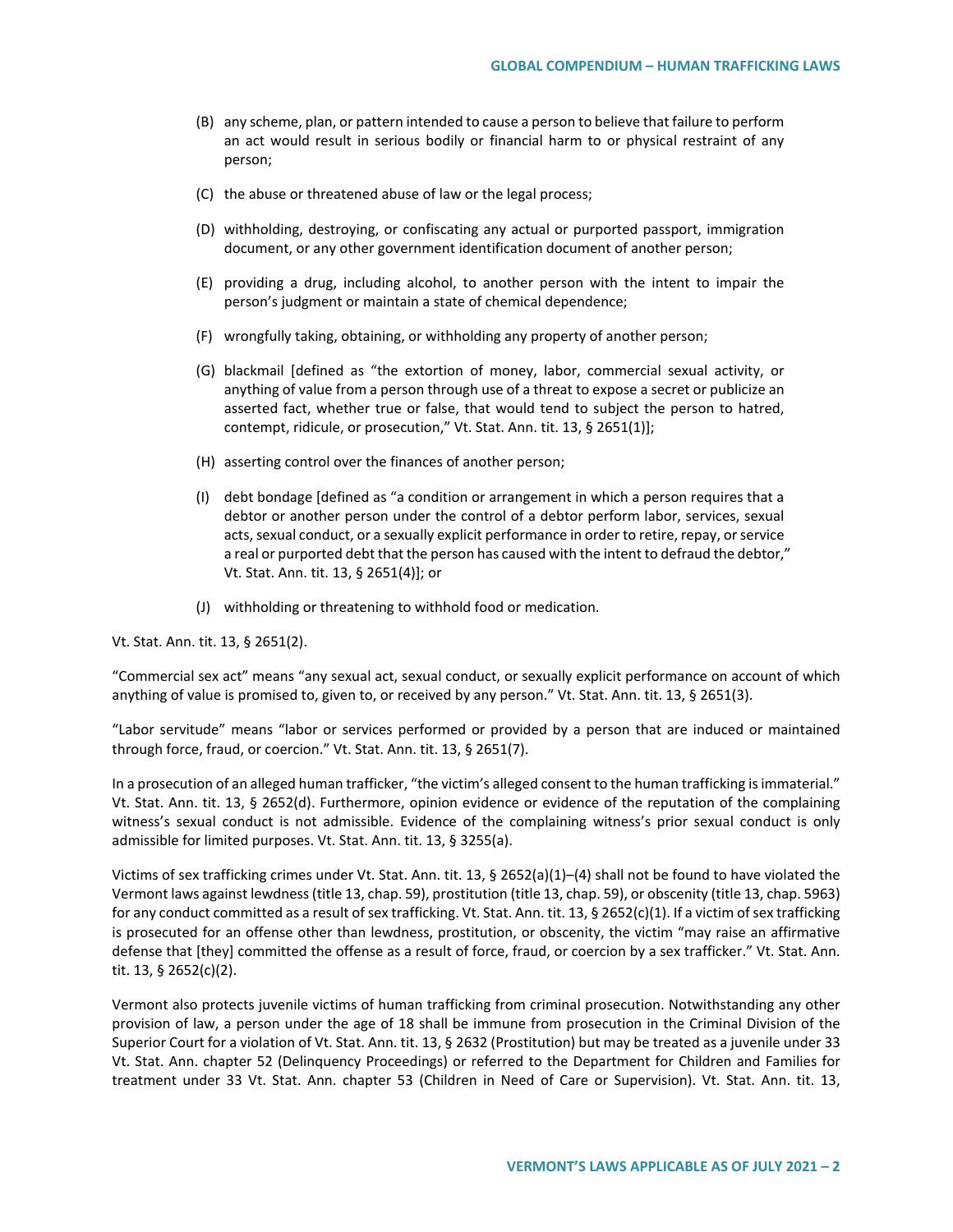(B) any scheme, plan, or pattern intended to cause a person to believe that failure to perform an act would result in serious bodily or financial harm to or physical restraint of any person;

(C) the abuse or threatened abuse of law or the legal process;

(D) withholding, destroying, or confiscating any actual or purported passport, immigration document, or any other government identification document of another person;

(E) providing a drug, including alcohol, to another person with the intent to impair the person's judgment or maintain a state of chemical dependence;

(F) wrongfully taking, obtaining, or withholding any property of another person;

(G) blackmail [defined as "the extortion of money, labor, commercial sexual activity, or anything of value from a person through use of a threat to expose a secret or publicize an asserted fact, whether true or false, that would tend to subject the person to hatred, contempt, ridicule, or prosecution," Vt. Stat. Ann. tit. 13, § 2651(1)];

(H) asserting control over the finances of another person;

(I) debt bondage [defined as "a condition or arrangement in which a person requires that a debtor or another person under the control of a debtor perform labor, services, sexual acts, sexual conduct, or a sexually explicit performance in order to retire, repay, or service a real or purported debt that the person has caused with the intent to defraud the debtor," Vt. Stat. Ann. tit. 13, § 2651(4)]; or

(J) withholding or threatening to withhold food or medication.

Vt. Stat. Ann. tit. 13, § 2651(2).

"Commercial sex act" means "any sexual act, sexual conduct, or sexually explicit performance on account of which anything of value is promised to, given to, or received by any person." Vt. Stat. Ann. tit. 13, § 2651(3).

"Labor servitude" means "labor or services performed or provided by a person that are induced or maintained through force, fraud, or coercion." Vt. Stat. Ann. tit. 13, § 2651(7).

In a prosecution of an alleged human trafficker, "the victim's alleged consent to the human trafficking is immaterial." Vt. Stat. Ann. tit. 13, § 2652(d). Furthermore, opinion evidence or evidence of the reputation of the complaining witness's sexual conduct is not admissible. Evidence of the complaining witness's prior sexual conduct is only admissible for limited purposes. Vt. Stat. Ann. tit. 13, § 3255(a).

Victims of sex trafficking crimes under Vt. Stat. Ann. tit. 13, § 2652(a)(1)–(4) shall not be found to have violated the Vermont laws against lewdness (title 13, chap. 59), prostitution (title 13, chap. 59), or obscenity (title 13, chap. 5963) for any conduct committed as a result of sex trafficking. Vt. Stat. Ann. tit. 13, § 2652(c)(1). If a victim of sex trafficking is prosecuted for an offense other than lewdness, prostitution, or obscenity, the victim "may raise an affirmative defense that [they] committed the offense as a result of force, fraud, or coercion by a sex trafficker." Vt. Stat. Ann. tit. 13, § 2652(c)(2).

Vermont also protects juvenile victims of human trafficking from criminal prosecution. Notwithstanding any other provision of law, a person under the age of 18 shall be immune from prosecution in the Criminal Division of the Superior Court for a violation of Vt. Stat. Ann. tit. 13, § 2632 (Prostitution) but may be treated as a juvenile under 33 Vt. Stat. Ann. chapter 52 (Delinquency Proceedings) or referred to the Department for Children and Families for treatment under 33 Vt. Stat. Ann. chapter 53 (Children in Need of Care or Supervision). Vt. Stat. Ann. tit. 13,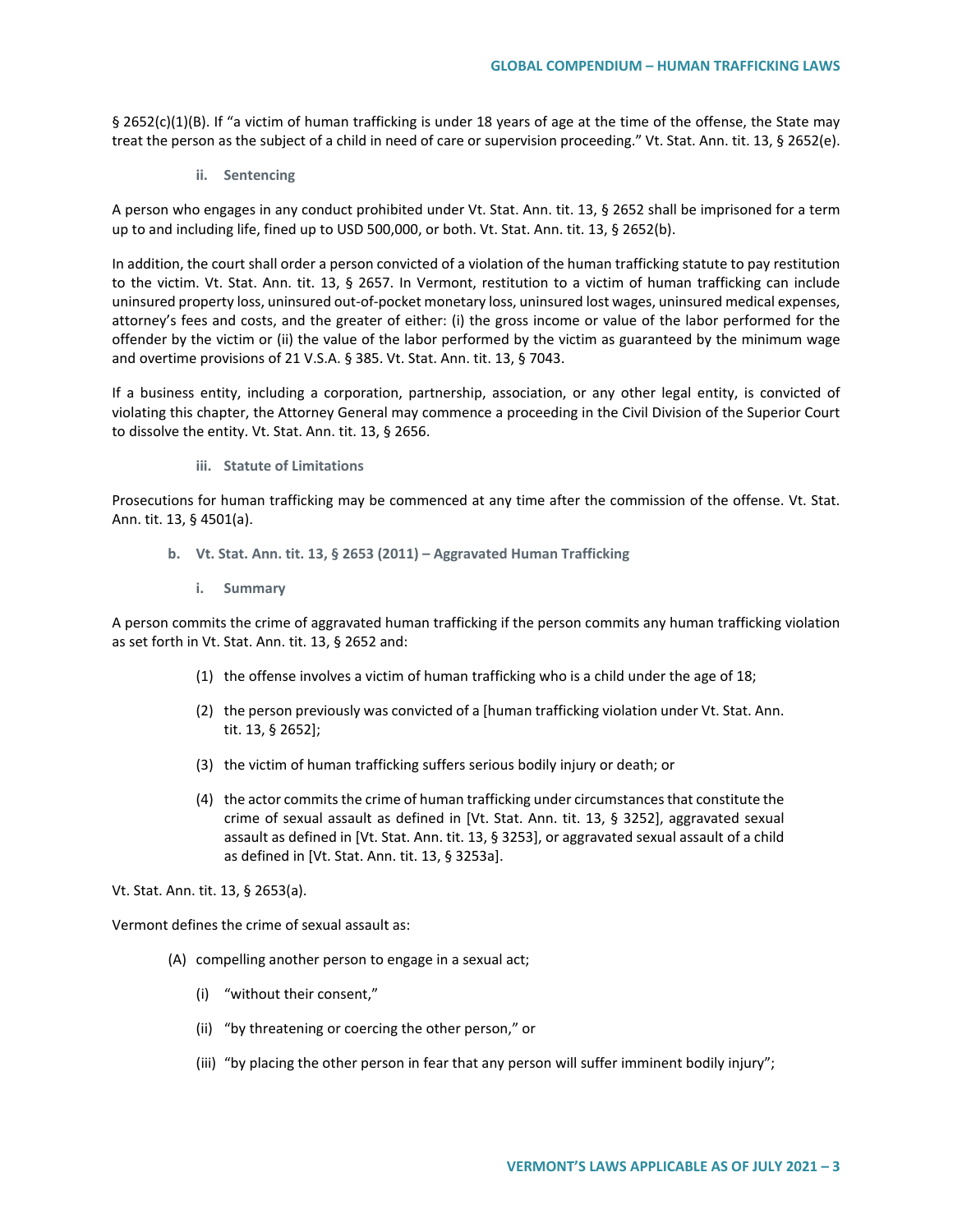§ 2652(c)(1)(B). If "a victim of human trafficking is under 18 years of age at the time of the offense, the State may treat the person as the subject of a child in need of care or supervision proceeding." Vt. Stat. Ann. tit. 13, § 2652(e).

#### ii. Sentencing

A person who engages in any conduct prohibited under Vt. Stat. Ann. tit. 13, § 2652 shall be imprisoned for a term up to and including life, fined up to USD 500,000, or both. Vt. Stat. Ann. tit. 13, § 2652(b).

In addition, the court shall order a person convicted of a violation of the human trafficking statute to pay restitution to the victim. Vt. Stat. Ann. tit. 13, § 2657. In Vermont, restitution to a victim of human trafficking can include uninsured property loss, uninsured out-of-pocket monetary loss, uninsured lost wages, uninsured medical expenses, attorney's fees and costs, and the greater of either: (i) the gross income or value of the labor performed for the offender by the victim or (ii) the value of the labor performed by the victim as guaranteed by the minimum wage and overtime provisions of 21 V.S.A. § 385. Vt. Stat. Ann. tit. 13, § 7043.

If a business entity, including a corporation, partnership, association, or any other legal entity, is convicted of violating this chapter, the Attorney General may commence a proceeding in the Civil Division of the Superior Court to dissolve the entity. Vt. Stat. Ann. tit. 13, § 2656.

#### iii. Statute of Limitations

Prosecutions for human trafficking may be commenced at any time after the commission of the offense. Vt. Stat. Ann. tit. 13, § 4501(a).

### b. Vt. Stat. Ann. tit. 13, § 2653 (2011) – Aggravated Human Trafficking

#### i. Summary

A person commits the crime of aggravated human trafficking if the person commits any human trafficking violation as set forth in Vt. Stat. Ann. tit. 13, § 2652 and:

(1) the offense involves a victim of human trafficking who is a child under the age of 18;

(2) the person previously was convicted of a [human trafficking violation under Vt. Stat. Ann. tit. 13, § 2652];

(3) the victim of human trafficking suffers serious bodily injury or death; or

(4) the actor commits the crime of human trafficking under circumstances that constitute the crime of sexual assault as defined in [Vt. Stat. Ann. tit. 13, § 3252], aggravated sexual assault as defined in [Vt. Stat. Ann. tit. 13, § 3253], or aggravated sexual assault of a child as defined in [Vt. Stat. Ann. tit. 13, § 3253a].

Vt. Stat. Ann. tit. 13, § 2653(a).

Vermont defines the crime of sexual assault as:

(A) compelling another person to engage in a sexual act;

  (i) "without their consent,"

  (ii) "by threatening or coercing the other person," or

  (iii) "by placing the other person in fear that any person will suffer imminent bodily injury";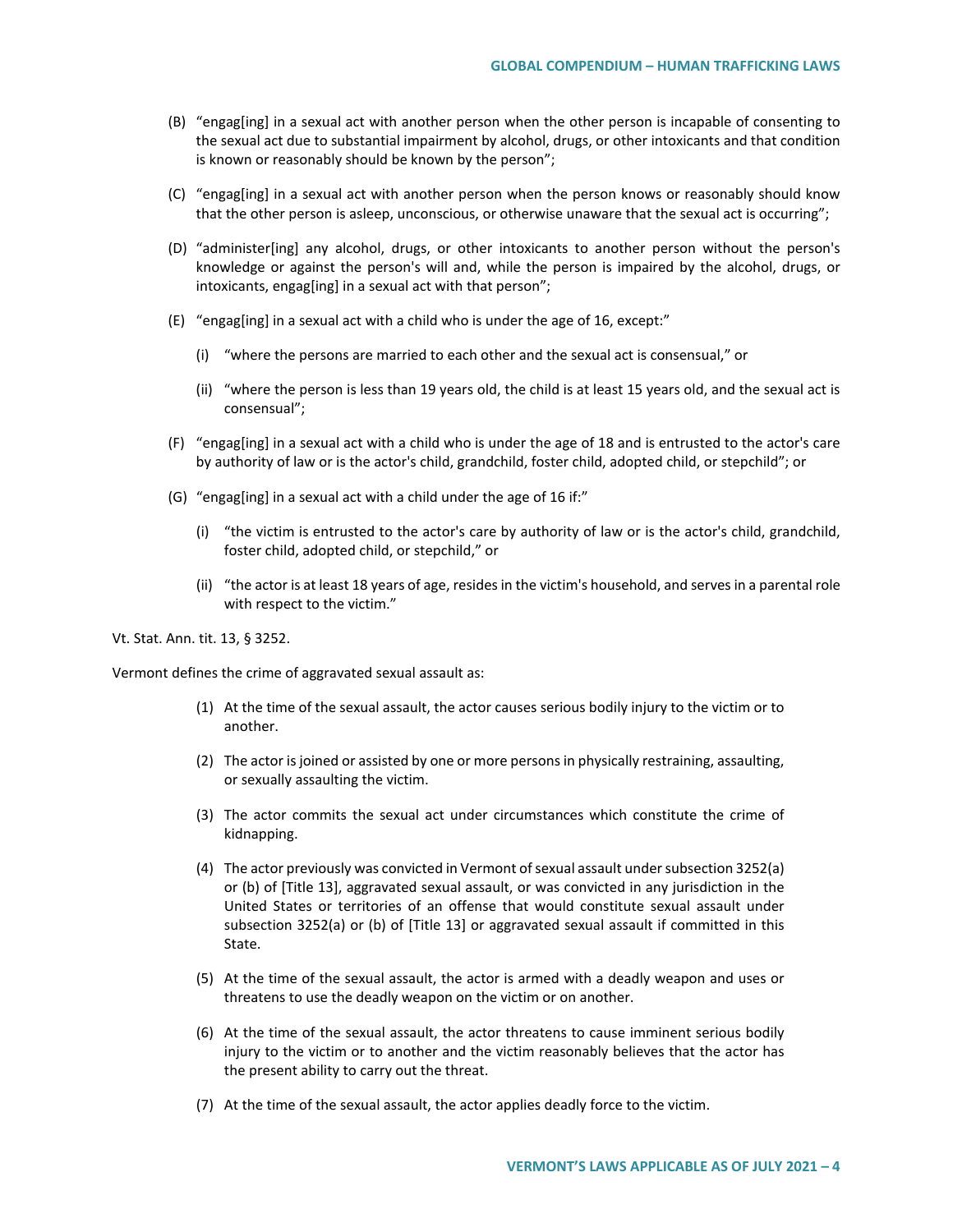(B) "engag[ing] in a sexual act with another person when the other person is incapable of consenting to the sexual act due to substantial impairment by alcohol, drugs, or other intoxicants and that condition is known or reasonably should be known by the person";

(C) "engag[ing] in a sexual act with another person when the person knows or reasonably should know that the other person is asleep, unconscious, or otherwise unaware that the sexual act is occurring";

(D) "administer[ing] any alcohol, drugs, or other intoxicants to another person without the person's knowledge or against the person's will and, while the person is impaired by the alcohol, drugs, or intoxicants, engag[ing] in a sexual act with that person";

(E) "engag[ing] in a sexual act with a child who is under the age of 16, except:"

  (i) "where the persons are married to each other and the sexual act is consensual," or

  (ii) "where the person is less than 19 years old, the child is at least 15 years old, and the sexual act is consensual";

(F) "engag[ing] in a sexual act with a child who is under the age of 18 and is entrusted to the actor's care by authority of law or is the actor's child, grandchild, foster child, adopted child, or stepchild"; or

(G) "engag[ing] in a sexual act with a child under the age of 16 if:"

  (i) "the victim is entrusted to the actor's care by authority of law or is the actor's child, grandchild, foster child, adopted child, or stepchild," or

  (ii) "the actor is at least 18 years of age, resides in the victim's household, and serves in a parental role with respect to the victim."

Vt. Stat. Ann. tit. 13, § 3252.

Vermont defines the crime of aggravated sexual assault as:

> (1) At the time of the sexual assault, the actor causes serious bodily injury to the victim or to another.
>
> (2) The actor is joined or assisted by one or more persons in physically restraining, assaulting, or sexually assaulting the victim.
>
> (3) The actor commits the sexual act under circumstances which constitute the crime of kidnapping.
>
> (4) The actor previously was convicted in Vermont of sexual assault under subsection 3252(a) or (b) of [Title 13], aggravated sexual assault, or was convicted in any jurisdiction in the United States or territories of an offense that would constitute sexual assault under subsection 3252(a) or (b) of [Title 13] or aggravated sexual assault if committed in this State.
>
> (5) At the time of the sexual assault, the actor is armed with a deadly weapon and uses or threatens to use the deadly weapon on the victim or on another.
>
> (6) At the time of the sexual assault, the actor threatens to cause imminent serious bodily injury to the victim or to another and the victim reasonably believes that the actor has the present ability to carry out the threat.
>
> (7) At the time of the sexual assault, the actor applies deadly force to the victim.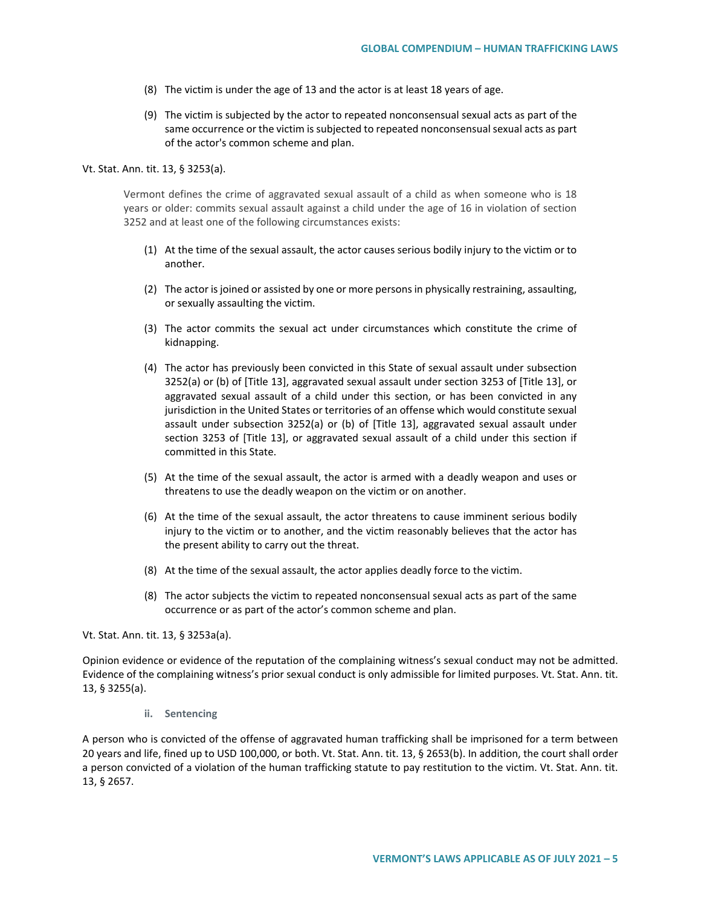(8) The victim is under the age of 13 and the actor is at least 18 years of age.

(9) The victim is subjected by the actor to repeated nonconsensual sexual acts as part of the same occurrence or the victim is subjected to repeated nonconsensual sexual acts as part of the actor's common scheme and plan.

Vt. Stat. Ann. tit. 13, § 3253(a).

> Vermont defines the crime of aggravated sexual assault of a child as when someone who is 18 years or older: commits sexual assault against a child under the age of 16 in violation of section 3252 and at least one of the following circumstances exists:
>
> (1) At the time of the sexual assault, the actor causes serious bodily injury to the victim or to another.
>
> (2) The actor is joined or assisted by one or more persons in physically restraining, assaulting, or sexually assaulting the victim.
>
> (3) The actor commits the sexual act under circumstances which constitute the crime of kidnapping.
>
> (4) The actor has previously been convicted in this State of sexual assault under subsection 3252(a) or (b) of [Title 13], aggravated sexual assault under section 3253 of [Title 13], or aggravated sexual assault of a child under this section, or has been convicted in any jurisdiction in the United States or territories of an offense which would constitute sexual assault under subsection 3252(a) or (b) of [Title 13], aggravated sexual assault under section 3253 of [Title 13], or aggravated sexual assault of a child under this section if committed in this State.
>
> (5) At the time of the sexual assault, the actor is armed with a deadly weapon and uses or threatens to use the deadly weapon on the victim or on another.
>
> (6) At the time of the sexual assault, the actor threatens to cause imminent serious bodily injury to the victim or to another, and the victim reasonably believes that the actor has the present ability to carry out the threat.
>
> (8) At the time of the sexual assault, the actor applies deadly force to the victim.
>
> (8) The actor subjects the victim to repeated nonconsensual sexual acts as part of the same occurrence or as part of the actor's common scheme and plan.

Vt. Stat. Ann. tit. 13, § 3253a(a).

Opinion evidence or evidence of the reputation of the complaining witness's sexual conduct may not be admitted. Evidence of the complaining witness's prior sexual conduct is only admissible for limited purposes. Vt. Stat. Ann. tit. 13, § 3255(a).

#### ii. Sentencing

A person who is convicted of the offense of aggravated human trafficking shall be imprisoned for a term between 20 years and life, fined up to USD 100,000, or both. Vt. Stat. Ann. tit. 13, § 2653(b). In addition, the court shall order a person convicted of a violation of the human trafficking statute to pay restitution to the victim. Vt. Stat. Ann. tit. 13, § 2657.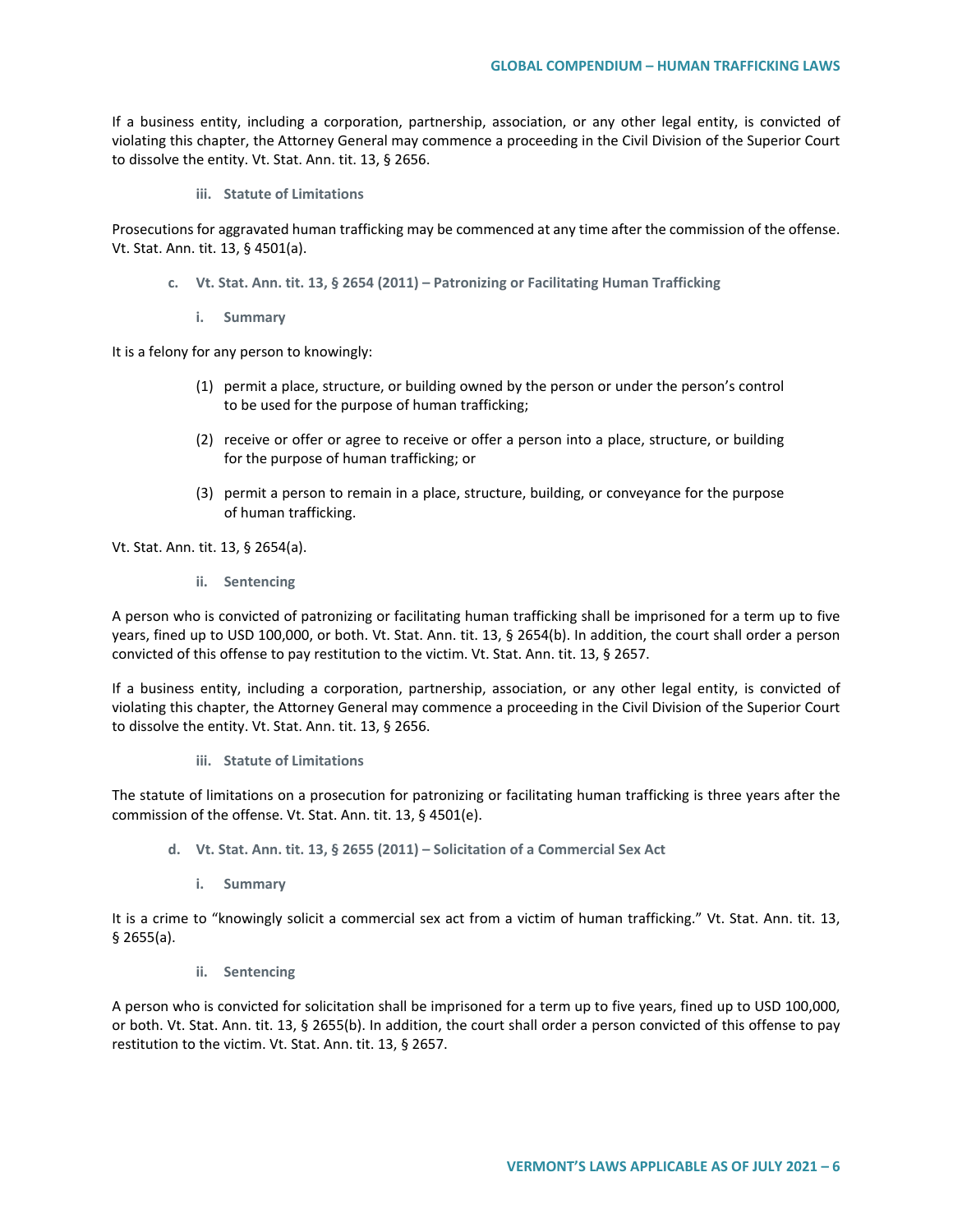If a business entity, including a corporation, partnership, association, or any other legal entity, is convicted of violating this chapter, the Attorney General may commence a proceeding in the Civil Division of the Superior Court to dissolve the entity. Vt. Stat. Ann. tit. 13, § 2656.

#### iii. Statute of Limitations

Prosecutions for aggravated human trafficking may be commenced at any time after the commission of the offense. Vt. Stat. Ann. tit. 13, § 4501(a).

### c. Vt. Stat. Ann. tit. 13, § 2654 (2011) – Patronizing or Facilitating Human Trafficking

#### i. Summary

It is a felony for any person to knowingly:

(1) permit a place, structure, or building owned by the person or under the person's control to be used for the purpose of human trafficking;

(2) receive or offer or agree to receive or offer a person into a place, structure, or building for the purpose of human trafficking; or

(3) permit a person to remain in a place, structure, building, or conveyance for the purpose of human trafficking.

Vt. Stat. Ann. tit. 13, § 2654(a).

#### ii. Sentencing

A person who is convicted of patronizing or facilitating human trafficking shall be imprisoned for a term up to five years, fined up to USD 100,000, or both. Vt. Stat. Ann. tit. 13, § 2654(b). In addition, the court shall order a person convicted of this offense to pay restitution to the victim. Vt. Stat. Ann. tit. 13, § 2657.

If a business entity, including a corporation, partnership, association, or any other legal entity, is convicted of violating this chapter, the Attorney General may commence a proceeding in the Civil Division of the Superior Court to dissolve the entity. Vt. Stat. Ann. tit. 13, § 2656.

#### iii. Statute of Limitations

The statute of limitations on a prosecution for patronizing or facilitating human trafficking is three years after the commission of the offense. Vt. Stat. Ann. tit. 13, § 4501(e).

### d. Vt. Stat. Ann. tit. 13, § 2655 (2011) – Solicitation of a Commercial Sex Act

#### i. Summary

It is a crime to "knowingly solicit a commercial sex act from a victim of human trafficking." Vt. Stat. Ann. tit. 13, § 2655(a).

#### ii. Sentencing

A person who is convicted for solicitation shall be imprisoned for a term up to five years, fined up to USD 100,000, or both. Vt. Stat. Ann. tit. 13, § 2655(b). In addition, the court shall order a person convicted of this offense to pay restitution to the victim. Vt. Stat. Ann. tit. 13, § 2657.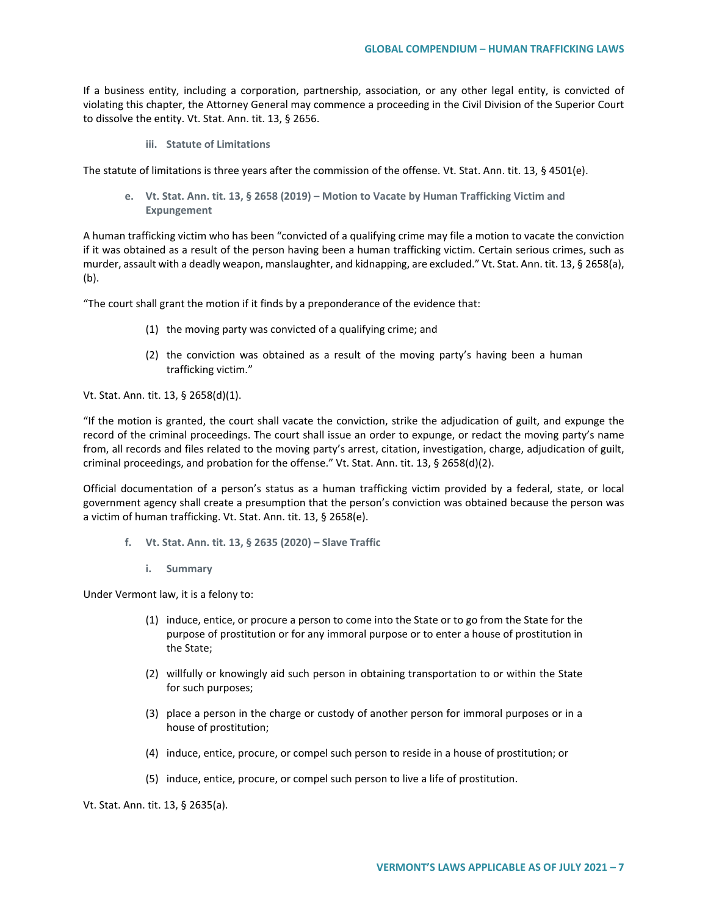If a business entity, including a corporation, partnership, association, or any other legal entity, is convicted of violating this chapter, the Attorney General may commence a proceeding in the Civil Division of the Superior Court to dissolve the entity. Vt. Stat. Ann. tit. 13, § 2656.

##### iii. Statute of Limitations

The statute of limitations is three years after the commission of the offense. Vt. Stat. Ann. tit. 13, § 4501(e).

#### e. Vt. Stat. Ann. tit. 13, § 2658 (2019) – Motion to Vacate by Human Trafficking Victim and Expungement

A human trafficking victim who has been "convicted of a qualifying crime may file a motion to vacate the conviction if it was obtained as a result of the person having been a human trafficking victim. Certain serious crimes, such as murder, assault with a deadly weapon, manslaughter, and kidnapping, are excluded." Vt. Stat. Ann. tit. 13, § 2658(a), (b).

"The court shall grant the motion if it finds by a preponderance of the evidence that:

(1) the moving party was convicted of a qualifying crime; and

(2) the conviction was obtained as a result of the moving party's having been a human trafficking victim."

Vt. Stat. Ann. tit. 13, § 2658(d)(1).

"If the motion is granted, the court shall vacate the conviction, strike the adjudication of guilt, and expunge the record of the criminal proceedings. The court shall issue an order to expunge, or redact the moving party's name from, all records and files related to the moving party's arrest, citation, investigation, charge, adjudication of guilt, criminal proceedings, and probation for the offense." Vt. Stat. Ann. tit. 13, § 2658(d)(2).

Official documentation of a person's status as a human trafficking victim provided by a federal, state, or local government agency shall create a presumption that the person's conviction was obtained because the person was a victim of human trafficking. Vt. Stat. Ann. tit. 13, § 2658(e).

#### f. Vt. Stat. Ann. tit. 13, § 2635 (2020) – Slave Traffic

##### i. Summary

Under Vermont law, it is a felony to:

(1) induce, entice, or procure a person to come into the State or to go from the State for the purpose of prostitution or for any immoral purpose or to enter a house of prostitution in the State;

(2) willfully or knowingly aid such person in obtaining transportation to or within the State for such purposes;

(3) place a person in the charge or custody of another person for immoral purposes or in a house of prostitution;

(4) induce, entice, procure, or compel such person to reside in a house of prostitution; or

(5) induce, entice, procure, or compel such person to live a life of prostitution.

Vt. Stat. Ann. tit. 13, § 2635(a).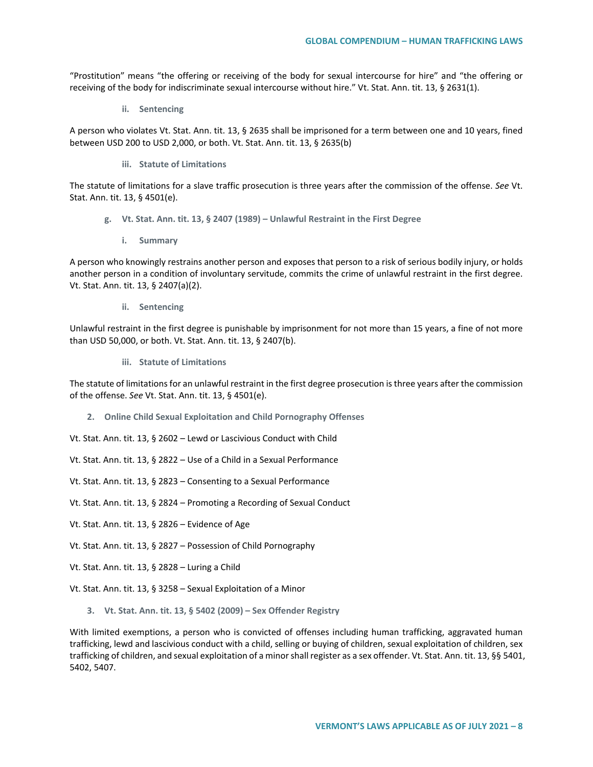"Prostitution" means "the offering or receiving of the body for sexual intercourse for hire" and "the offering or receiving of the body for indiscriminate sexual intercourse without hire." Vt. Stat. Ann. tit. 13, § 2631(1).

#### ii. Sentencing

A person who violates Vt. Stat. Ann. tit. 13, § 2635 shall be imprisoned for a term between one and 10 years, fined between USD 200 to USD 2,000, or both. Vt. Stat. Ann. tit. 13, § 2635(b)

#### iii. Statute of Limitations

The statute of limitations for a slave traffic prosecution is three years after the commission of the offense. *See* Vt. Stat. Ann. tit. 13, § 4501(e).

### g. Vt. Stat. Ann. tit. 13, § 2407 (1989) – Unlawful Restraint in the First Degree

#### i. Summary

A person who knowingly restrains another person and exposes that person to a risk of serious bodily injury, or holds another person in a condition of involuntary servitude, commits the crime of unlawful restraint in the first degree. Vt. Stat. Ann. tit. 13, § 2407(a)(2).

#### ii. Sentencing

Unlawful restraint in the first degree is punishable by imprisonment for not more than 15 years, a fine of not more than USD 50,000, or both. Vt. Stat. Ann. tit. 13, § 2407(b).

#### iii. Statute of Limitations

The statute of limitations for an unlawful restraint in the first degree prosecution is three years after the commission of the offense. *See* Vt. Stat. Ann. tit. 13, § 4501(e).

## 2. Online Child Sexual Exploitation and Child Pornography Offenses

Vt. Stat. Ann. tit. 13, § 2602 – Lewd or Lascivious Conduct with Child

Vt. Stat. Ann. tit. 13, § 2822 – Use of a Child in a Sexual Performance

Vt. Stat. Ann. tit. 13, § 2823 – Consenting to a Sexual Performance

Vt. Stat. Ann. tit. 13, § 2824 – Promoting a Recording of Sexual Conduct

Vt. Stat. Ann. tit. 13, § 2826 – Evidence of Age

Vt. Stat. Ann. tit. 13, § 2827 – Possession of Child Pornography

Vt. Stat. Ann. tit. 13, § 2828 – Luring a Child

Vt. Stat. Ann. tit. 13, § 3258 – Sexual Exploitation of a Minor

## 3. Vt. Stat. Ann. tit. 13, § 5402 (2009) – Sex Offender Registry

With limited exemptions, a person who is convicted of offenses including human trafficking, aggravated human trafficking, lewd and lascivious conduct with a child, selling or buying of children, sexual exploitation of children, sex trafficking of children, and sexual exploitation of a minor shall register as a sex offender. Vt. Stat. Ann. tit. 13, §§ 5401, 5402, 5407.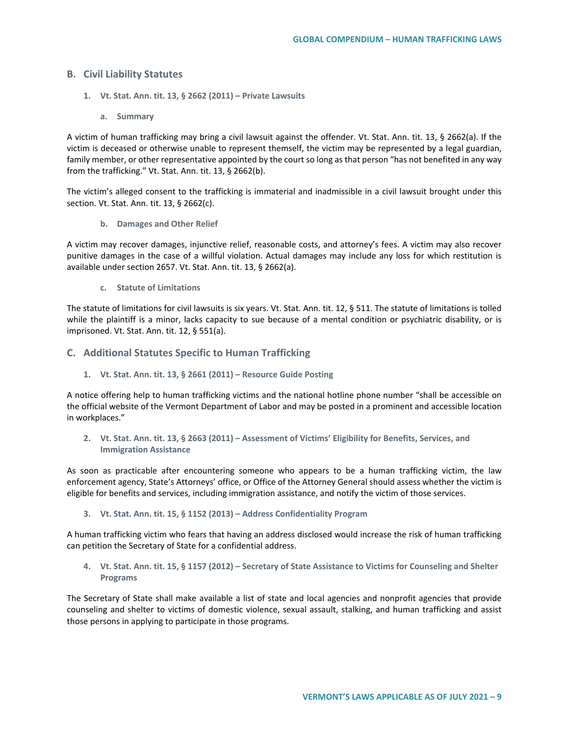## B. Civil Liability Statutes

### 1. Vt. Stat. Ann. tit. 13, § 2662 (2011) – Private Lawsuits

#### a. Summary

A victim of human trafficking may bring a civil lawsuit against the offender. Vt. Stat. Ann. tit. 13, § 2662(a). If the victim is deceased or otherwise unable to represent themself, the victim may be represented by a legal guardian, family member, or other representative appointed by the court so long as that person "has not benefited in any way from the trafficking." Vt. Stat. Ann. tit. 13, § 2662(b).

The victim's alleged consent to the trafficking is immaterial and inadmissible in a civil lawsuit brought under this section. Vt. Stat. Ann. tit. 13, § 2662(c).

#### b. Damages and Other Relief

A victim may recover damages, injunctive relief, reasonable costs, and attorney's fees. A victim may also recover punitive damages in the case of a willful violation. Actual damages may include any loss for which restitution is available under section 2657. Vt. Stat. Ann. tit. 13, § 2662(a).

#### c. Statute of Limitations

The statute of limitations for civil lawsuits is six years. Vt. Stat. Ann. tit. 12, § 511. The statute of limitations is tolled while the plaintiff is a minor, lacks capacity to sue because of a mental condition or psychiatric disability, or is imprisoned. Vt. Stat. Ann. tit. 12, § 551(a).

## C. Additional Statutes Specific to Human Trafficking

### 1. Vt. Stat. Ann. tit. 13, § 2661 (2011) – Resource Guide Posting

A notice offering help to human trafficking victims and the national hotline phone number "shall be accessible on the official website of the Vermont Department of Labor and may be posted in a prominent and accessible location in workplaces."

### 2. Vt. Stat. Ann. tit. 13, § 2663 (2011) – Assessment of Victims' Eligibility for Benefits, Services, and Immigration Assistance

As soon as practicable after encountering someone who appears to be a human trafficking victim, the law enforcement agency, State's Attorneys' office, or Office of the Attorney General should assess whether the victim is eligible for benefits and services, including immigration assistance, and notify the victim of those services.

### 3. Vt. Stat. Ann. tit. 15, § 1152 (2013) – Address Confidentiality Program

A human trafficking victim who fears that having an address disclosed would increase the risk of human trafficking can petition the Secretary of State for a confidential address.

### 4. Vt. Stat. Ann. tit. 15, § 1157 (2012) – Secretary of State Assistance to Victims for Counseling and Shelter Programs

The Secretary of State shall make available a list of state and local agencies and nonprofit agencies that provide counseling and shelter to victims of domestic violence, sexual assault, stalking, and human trafficking and assist those persons in applying to participate in those programs.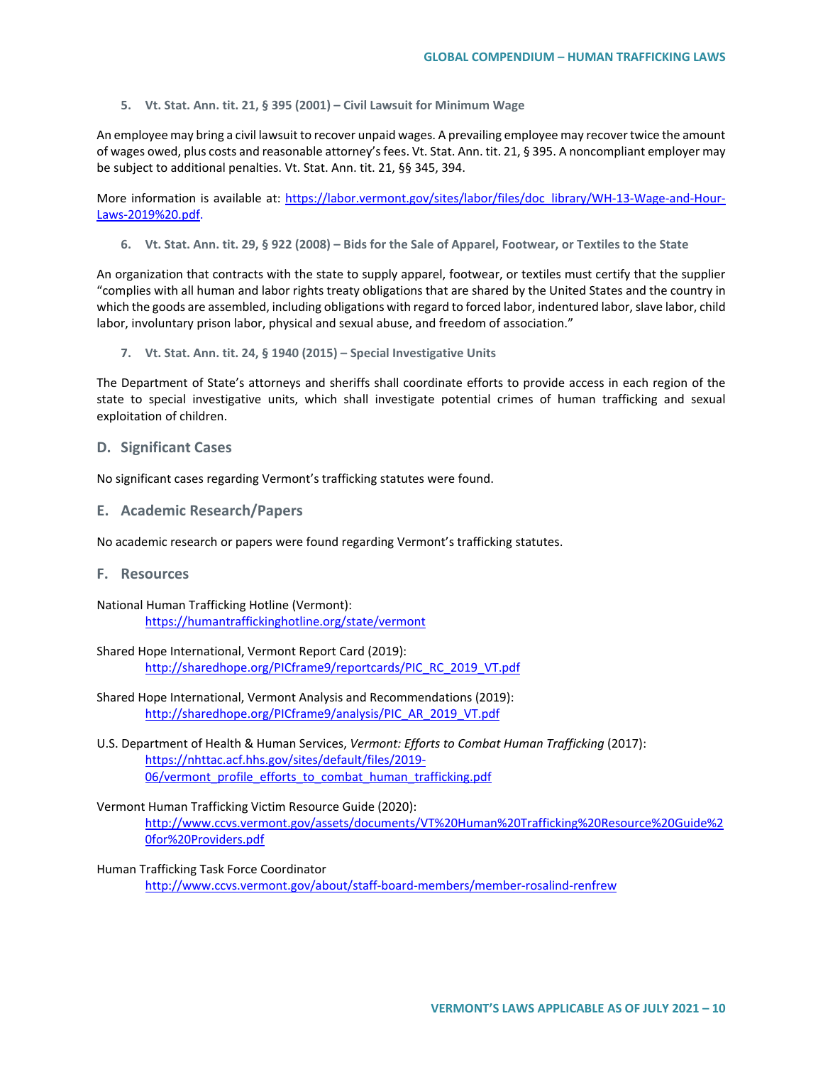#### 5. Vt. Stat. Ann. tit. 21, § 395 (2001) – Civil Lawsuit for Minimum Wage

An employee may bring a civil lawsuit to recover unpaid wages. A prevailing employee may recover twice the amount of wages owed, plus costs and reasonable attorney's fees. Vt. Stat. Ann. tit. 21, § 395. A noncompliant employer may be subject to additional penalties. Vt. Stat. Ann. tit. 21, §§ 345, 394.

More information is available at: https://labor.vermont.gov/sites/labor/files/doc_library/WH-13-Wage-and-Hour-Laws-2019%20.pdf.

#### 6. Vt. Stat. Ann. tit. 29, § 922 (2008) – Bids for the Sale of Apparel, Footwear, or Textiles to the State

An organization that contracts with the state to supply apparel, footwear, or textiles must certify that the supplier "complies with all human and labor rights treaty obligations that are shared by the United States and the country in which the goods are assembled, including obligations with regard to forced labor, indentured labor, slave labor, child labor, involuntary prison labor, physical and sexual abuse, and freedom of association."

#### 7. Vt. Stat. Ann. tit. 24, § 1940 (2015) – Special Investigative Units

The Department of State's attorneys and sheriffs shall coordinate efforts to provide access in each region of the state to special investigative units, which shall investigate potential crimes of human trafficking and sexual exploitation of children.

## D. Significant Cases

No significant cases regarding Vermont's trafficking statutes were found.

## E. Academic Research/Papers

No academic research or papers were found regarding Vermont's trafficking statutes.

## F. Resources

National Human Trafficking Hotline (Vermont):
https://humantraffickinghotline.org/state/vermont

Shared Hope International, Vermont Report Card (2019):
http://sharedhope.org/PICframe9/reportcards/PIC_RC_2019_VT.pdf

Shared Hope International, Vermont Analysis and Recommendations (2019):
http://sharedhope.org/PICframe9/analysis/PIC_AR_2019_VT.pdf

U.S. Department of Health & Human Services, *Vermont: Efforts to Combat Human Trafficking* (2017):
https://nhttac.acf.hhs.gov/sites/default/files/2019-06/vermont_profile_efforts_to_combat_human_trafficking.pdf

Vermont Human Trafficking Victim Resource Guide (2020):
http://www.ccvs.vermont.gov/assets/documents/VT%20Human%20Trafficking%20Resource%20Guide%20for%20Providers.pdf

Human Trafficking Task Force Coordinator
http://www.ccvs.vermont.gov/about/staff-board-members/member-rosalind-renfrew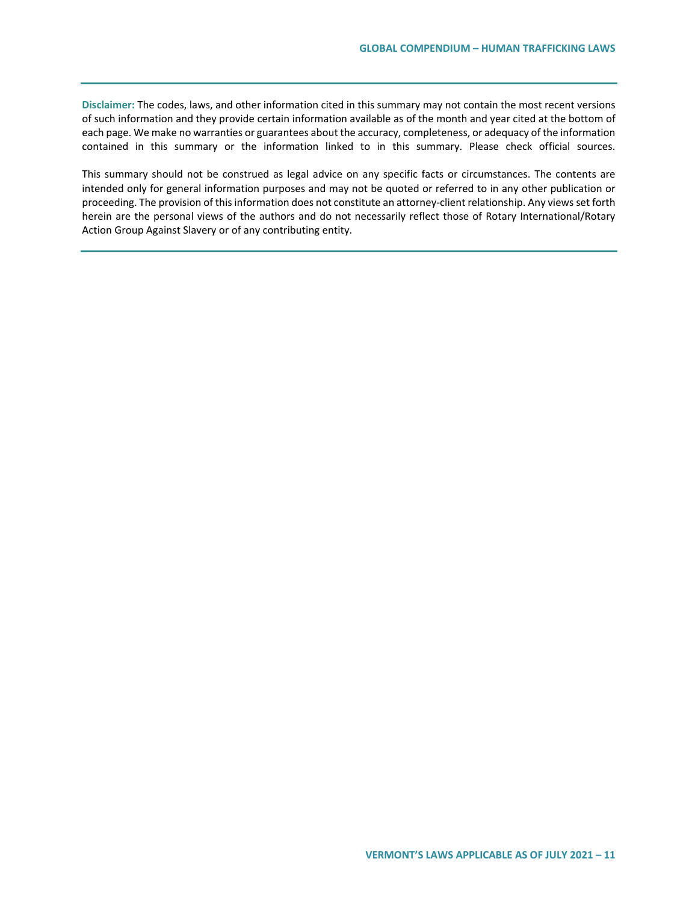**Disclaimer:** The codes, laws, and other information cited in this summary may not contain the most recent versions of such information and they provide certain information available as of the month and year cited at the bottom of each page. We make no warranties or guarantees about the accuracy, completeness, or adequacy of the information contained in this summary or the information linked to in this summary. Please check official sources.

This summary should not be construed as legal advice on any specific facts or circumstances. The contents are intended only for general information purposes and may not be quoted or referred to in any other publication or proceeding. The provision of this information does not constitute an attorney-client relationship. Any views set forth herein are the personal views of the authors and do not necessarily reflect those of Rotary International/Rotary Action Group Against Slavery or of any contributing entity.